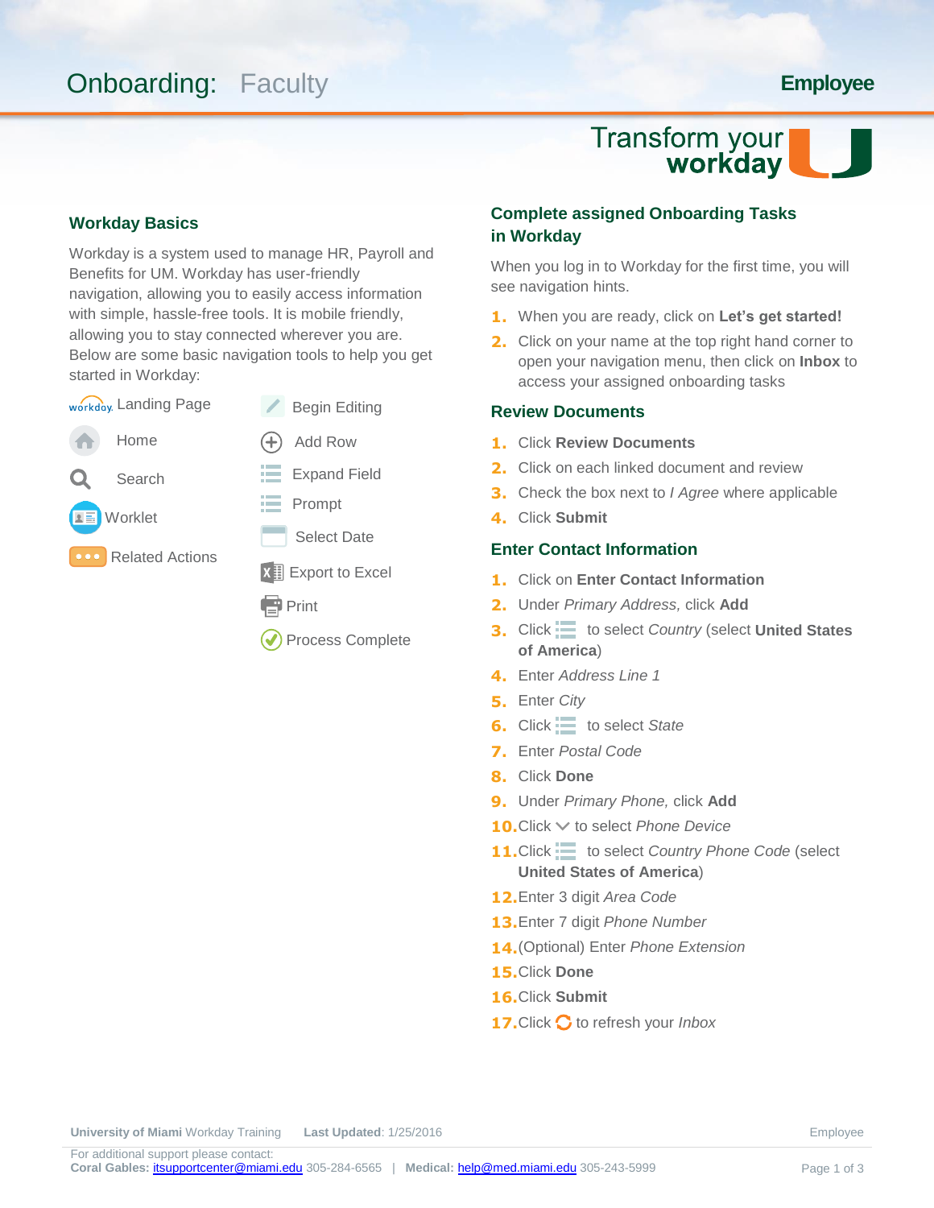# Onboarding: Faculty

**Employee**

Transform your workday

## Workday Basics

Workday is a system used to manage HR, Payroll and Benefits for UM. Workday has user-friendly navigation, allowing you to easily access information with simple, hassle-free tools. It is mobile friendly, allowing you to stay connected wherever you are. Below are some basic navigation tools to help you get started in Workday:

- Landing Page
- Home
- Search
- Worklet
- Related Actions
- Begin Editing
- Add Row
- Expand Field
- Prompt
- Select Date
- Export to Excel
- Print
- Process Complete

## Complete assigned Onboarding Tasks in Workday

When you log in to Workday for the first time, you will see navigation hints.

1. When you are ready, click on **Let's get started!**
2. Click on your name at the top right hand corner to open your navigation menu, then click on **Inbox** to access your assigned onboarding tasks

## Review Documents

1. Click **Review Documents**
2. Click on each linked document and review
3. Check the box next to *I Agree* where applicable
4. Click **Submit**

## Enter Contact Information

1. Click on **Enter Contact Information**
2. Under *Primary Address,* click **Add**
3. Click to select *Country* (select **United States of America**)
4. Enter *Address Line 1*
5. Enter *City*
6. Click to select *State*
7. Enter *Postal Code*
8. Click **Done**
9. Under *Primary Phone,* click **Add**
10. Click to select *Phone Device*
11. Click to select *Country Phone Code* (select **United States of America**)
12. Enter 3 digit *Area Code*
13. Enter 7 digit *Phone Number*
14. (Optional) Enter *Phone Extension*
15. Click **Done**
16. Click **Submit**
17. Click to refresh your *Inbox*

**University of Miami** Workday Training **Last Updated**: 1/25/2016

For additional support please contact:
**Coral Gables:** itsupportcenter@miami.edu 305-284-6565 | **Medical:** help@med.miami.edu 305-243-5999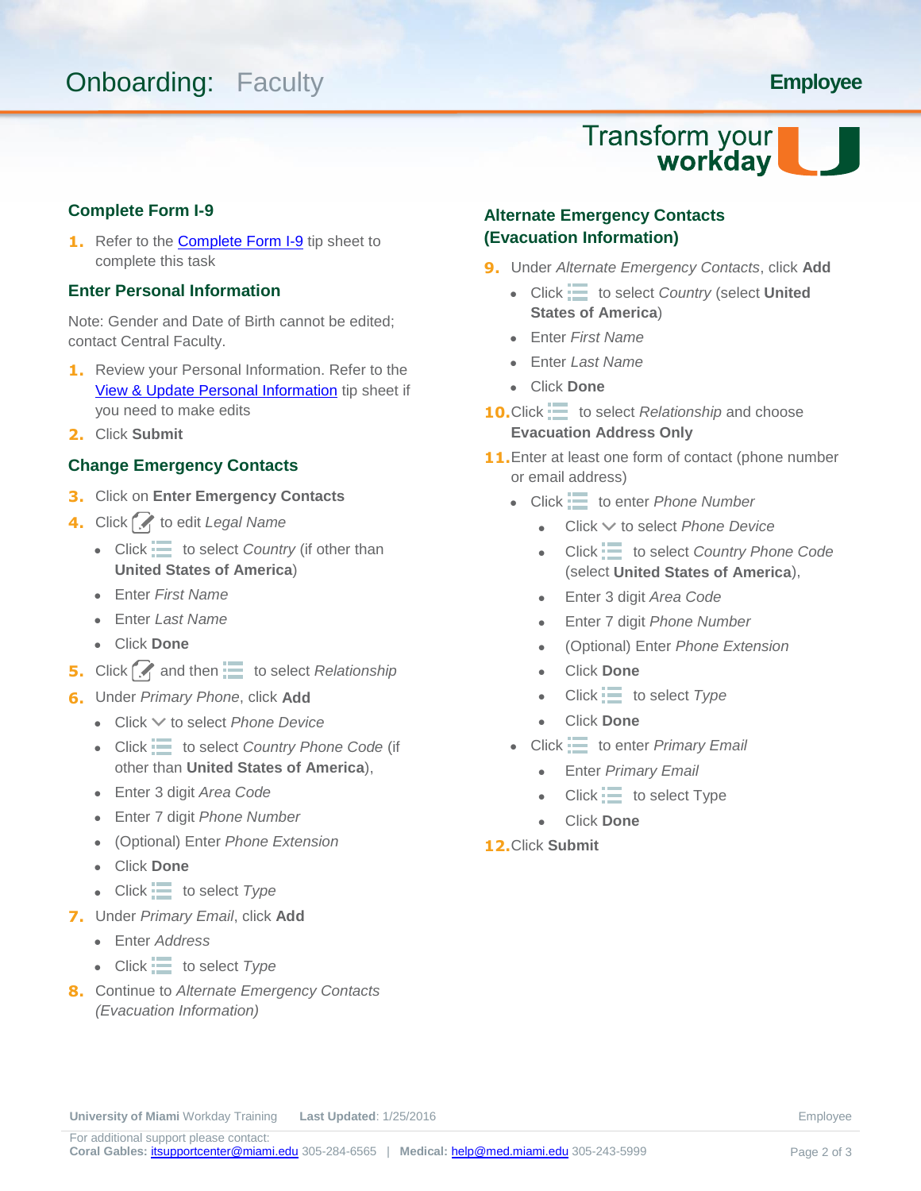## Complete Form I-9

1. Refer to the [Complete Form I-9](Complete Form I-9) tip sheet to complete this task

## Enter Personal Information

Note: Gender and Date of Birth cannot be edited; contact Central Faculty.

1. Review your Personal Information. Refer to the [View & Update Personal Information](View & Update Personal Information) tip sheet if you need to make edits
2. Click **Submit**

## Change Emergency Contacts

3. Click on **Enter Emergency Contacts**
4. Click to edit *Legal Name*
   - Click to select *Country* (if other than **United States of America**)
   - Enter *First Name*
   - Enter *Last Name*
   - Click **Done**
5. Click and then to select *Relationship*
6. Under *Primary Phone*, click **Add**
   - Click to select *Phone Device*
   - Click to select *Country Phone Code* (if other than **United States of America**),
   - Enter 3 digit *Area Code*
   - Enter 7 digit *Phone Number*
   - (Optional) Enter *Phone Extension*
   - Click **Done**
   - Click to select *Type*
7. Under *Primary Email*, click **Add**
   - Enter *Address*
   - Click to select *Type*
8. Continue to *Alternate Emergency Contacts (Evacuation Information)*

## Alternate Emergency Contacts (Evacuation Information)

9. Under *Alternate Emergency Contacts*, click **Add**
   - Click to select *Country* (select **United States of America**)
   - Enter *First Name*
   - Enter *Last Name*
   - Click **Done**
10. Click to select *Relationship* and choose **Evacuation Address Only**
11. Enter at least one form of contact (phone number or email address)
    - Click to enter *Phone Number*
      - Click to select *Phone Device*
      - Click to select *Country Phone Code* (select **United States of America**),
      - Enter 3 digit *Area Code*
      - Enter 7 digit *Phone Number*
      - (Optional) Enter *Phone Extension*
      - Click **Done**
      - Click to select *Type*
      - Click **Done**
    - Click to enter *Primary Email*
      - Enter *Primary Email*
      - Click to select Type
      - Click **Done**
12. Click **Submit**

**University of Miami** Workday Training **Last Updated**: 1/25/2016

For additional support please contact:
**Coral Gables:** itsupportcenter@miami.edu 305-284-6565 | **Medical:** help@med.miami.edu 305-243-5999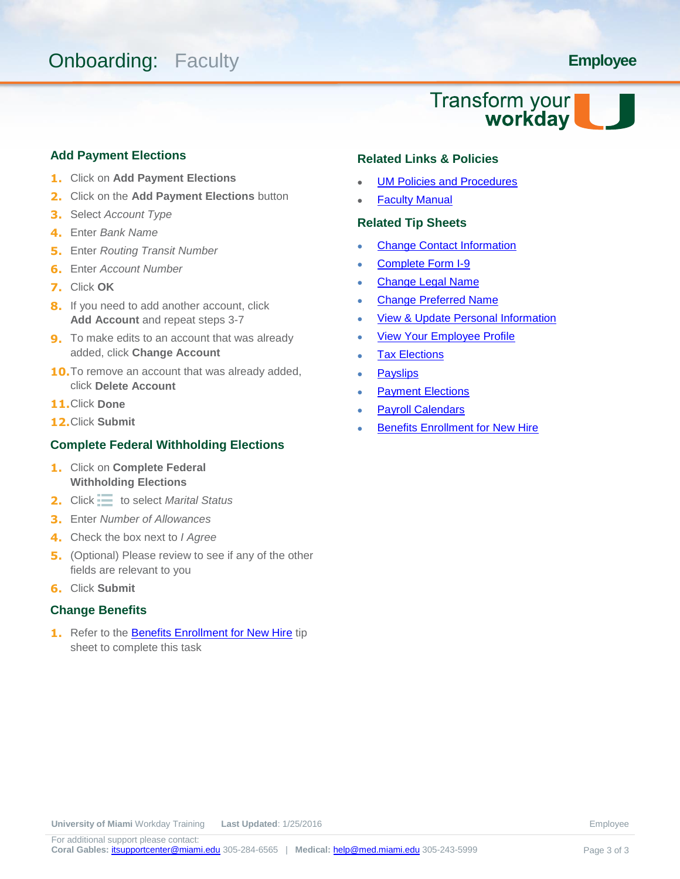## Add Payment Elections

1. Click on **Add Payment Elections**
2. Click on the **Add Payment Elections** button
3. Select *Account Type*
4. Enter *Bank Name*
5. Enter *Routing Transit Number*
6. Enter *Account Number*
7. Click **OK**
8. If you need to add another account, click **Add Account** and repeat steps 3-7
9. To make edits to an account that was already added, click **Change Account**
10. To remove an account that was already added, click **Delete Account**
11. Click **Done**
12. Click **Submit**

## Complete Federal Withholding Elections

1. Click on **Complete Federal Withholding Elections**
2. Click to select *Marital Status*
3. Enter *Number of Allowances*
4. Check the box next to *I Agree*
5. (Optional) Please review to see if any of the other fields are relevant to you
6. Click **Submit**

## Change Benefits

1. Refer to the Benefits Enrollment for New Hire tip sheet to complete this task

## Related Links & Policies

- UM Policies and Procedures
- Faculty Manual

## Related Tip Sheets

- Change Contact Information
- Complete Form I-9
- Change Legal Name
- Change Preferred Name
- View & Update Personal Information
- View Your Employee Profile
- Tax Elections
- Payslips
- Payment Elections
- Payroll Calendars
- Benefits Enrollment for New Hire

For additional support please contact:
**Coral Gables:** itsupportcenter@miami.edu 305-284-6565 | **Medical:** help@med.miami.edu 305-243-5999